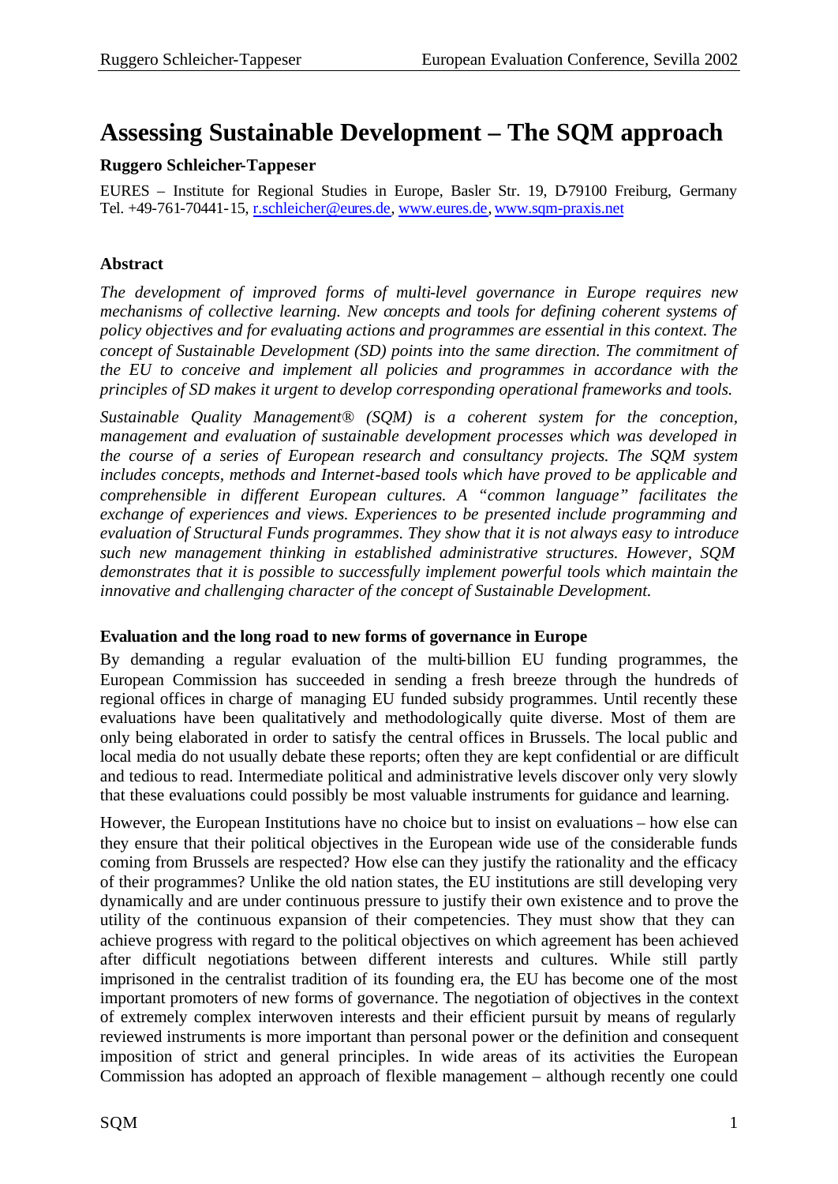# Assessing Sustainable Development – The SQM approach

**Ruggero Schleicher-Tappeser**

EURES – Institute for Regional Studies in Europe, Basler Str. 19, D-79100 Freiburg, Germany
Tel. +49-761-70441-15, r.schleicher@eures.de, www.eures.de, www.sqm-praxis.net

### Abstract

*The development of improved forms of multi-level governance in Europe requires new mechanisms of collective learning. New concepts and tools for defining coherent systems of policy objectives and for evaluating actions and programmes are essential in this context. The concept of Sustainable Development (SD) points into the same direction. The commitment of the EU to conceive and implement all policies and programmes in accordance with the principles of SD makes it urgent to develop corresponding operational frameworks and tools.*

*Sustainable Quality Management® (SQM) is a coherent system for the conception, management and evaluation of sustainable development processes which was developed in the course of a series of European research and consultancy projects. The SQM system includes concepts, methods and Internet-based tools which have proved to be applicable and comprehensible in different European cultures. A "common language" facilitates the exchange of experiences and views. Experiences to be presented include programming and evaluation of Structural Funds programmes. They show that it is not always easy to introduce such new management thinking in established administrative structures. However, SQM demonstrates that it is possible to successfully implement powerful tools which maintain the innovative and challenging character of the concept of Sustainable Development.*

### Evaluation and the long road to new forms of governance in Europe

By demanding a regular evaluation of the multi-billion EU funding programmes, the European Commission has succeeded in sending a fresh breeze through the hundreds of regional offices in charge of managing EU funded subsidy programmes. Until recently these evaluations have been qualitatively and methodologically quite diverse. Most of them are only being elaborated in order to satisfy the central offices in Brussels. The local public and local media do not usually debate these reports; often they are kept confidential or are difficult and tedious to read. Intermediate political and administrative levels discover only very slowly that these evaluations could possibly be most valuable instruments for guidance and learning.

However, the European Institutions have no choice but to insist on evaluations – how else can they ensure that their political objectives in the European wide use of the considerable funds coming from Brussels are respected? How else can they justify the rationality and the efficacy of their programmes? Unlike the old nation states, the EU institutions are still developing very dynamically and are under continuous pressure to justify their own existence and to prove the utility of the continuous expansion of their competencies. They must show that they can achieve progress with regard to the political objectives on which agreement has been achieved after difficult negotiations between different interests and cultures. While still partly imprisoned in the centralist tradition of its founding era, the EU has become one of the most important promoters of new forms of governance. The negotiation of objectives in the context of extremely complex interwoven interests and their efficient pursuit by means of regularly reviewed instruments is more important than personal power or the definition and consequent imposition of strict and general principles. In wide areas of its activities the European Commission has adopted an approach of flexible management – although recently one could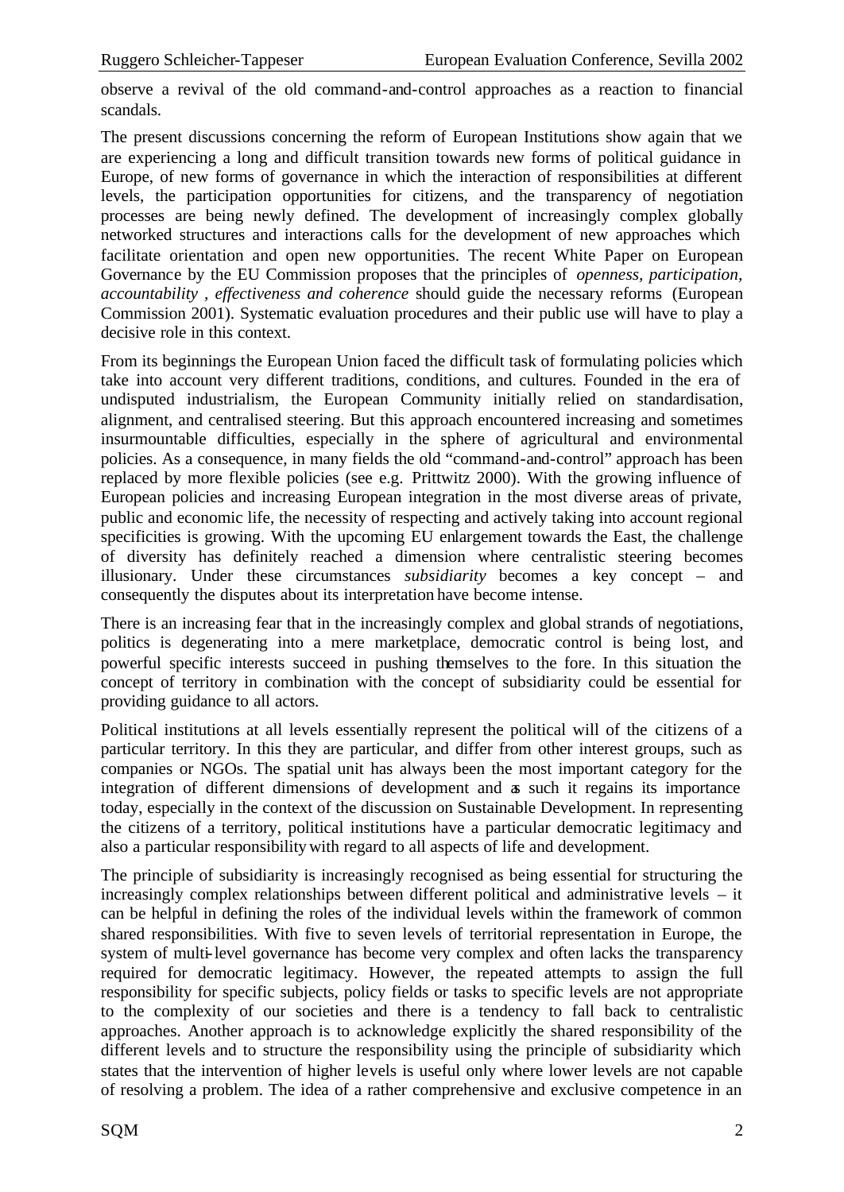observe a revival of the old command-and-control approaches as a reaction to financial scandals.

The present discussions concerning the reform of European Institutions show again that we are experiencing a long and difficult transition towards new forms of political guidance in Europe, of new forms of governance in which the interaction of responsibilities at different levels, the participation opportunities for citizens, and the transparency of negotiation processes are being newly defined. The development of increasingly complex globally networked structures and interactions calls for the development of new approaches which facilitate orientation and open new opportunities. The recent White Paper on European Governance by the EU Commission proposes that the principles of *openness, participation, accountability , effectiveness and coherence* should guide the necessary reforms (European Commission 2001). Systematic evaluation procedures and their public use will have to play a decisive role in this context.

From its beginnings the European Union faced the difficult task of formulating policies which take into account very different traditions, conditions, and cultures. Founded in the era of undisputed industrialism, the European Community initially relied on standardisation, alignment, and centralised steering. But this approach encountered increasing and sometimes insurmountable difficulties, especially in the sphere of agricultural and environmental policies. As a consequence, in many fields the old "command-and-control" approach has been replaced by more flexible policies (see e.g. Prittwitz 2000). With the growing influence of European policies and increasing European integration in the most diverse areas of private, public and economic life, the necessity of respecting and actively taking into account regional specificities is growing. With the upcoming EU enlargement towards the East, the challenge of diversity has definitely reached a dimension where centralistic steering becomes illusionary. Under these circumstances *subsidiarity* becomes a key concept – and consequently the disputes about its interpretation have become intense.

There is an increasing fear that in the increasingly complex and global strands of negotiations, politics is degenerating into a mere marketplace, democratic control is being lost, and powerful specific interests succeed in pushing themselves to the fore. In this situation the concept of territory in combination with the concept of subsidiarity could be essential for providing guidance to all actors.

Political institutions at all levels essentially represent the political will of the citizens of a particular territory. In this they are particular, and differ from other interest groups, such as companies or NGOs. The spatial unit has always been the most important category for the integration of different dimensions of development and as such it regains its importance today, especially in the context of the discussion on Sustainable Development. In representing the citizens of a territory, political institutions have a particular democratic legitimacy and also a particular responsibility with regard to all aspects of life and development.

The principle of subsidiarity is increasingly recognised as being essential for structuring the increasingly complex relationships between different political and administrative levels – it can be helpful in defining the roles of the individual levels within the framework of common shared responsibilities. With five to seven levels of territorial representation in Europe, the system of multi-level governance has become very complex and often lacks the transparency required for democratic legitimacy. However, the repeated attempts to assign the full responsibility for specific subjects, policy fields or tasks to specific levels are not appropriate to the complexity of our societies and there is a tendency to fall back to centralistic approaches. Another approach is to acknowledge explicitly the shared responsibility of the different levels and to structure the responsibility using the principle of subsidiarity which states that the intervention of higher levels is useful only where lower levels are not capable of resolving a problem. The idea of a rather comprehensive and exclusive competence in an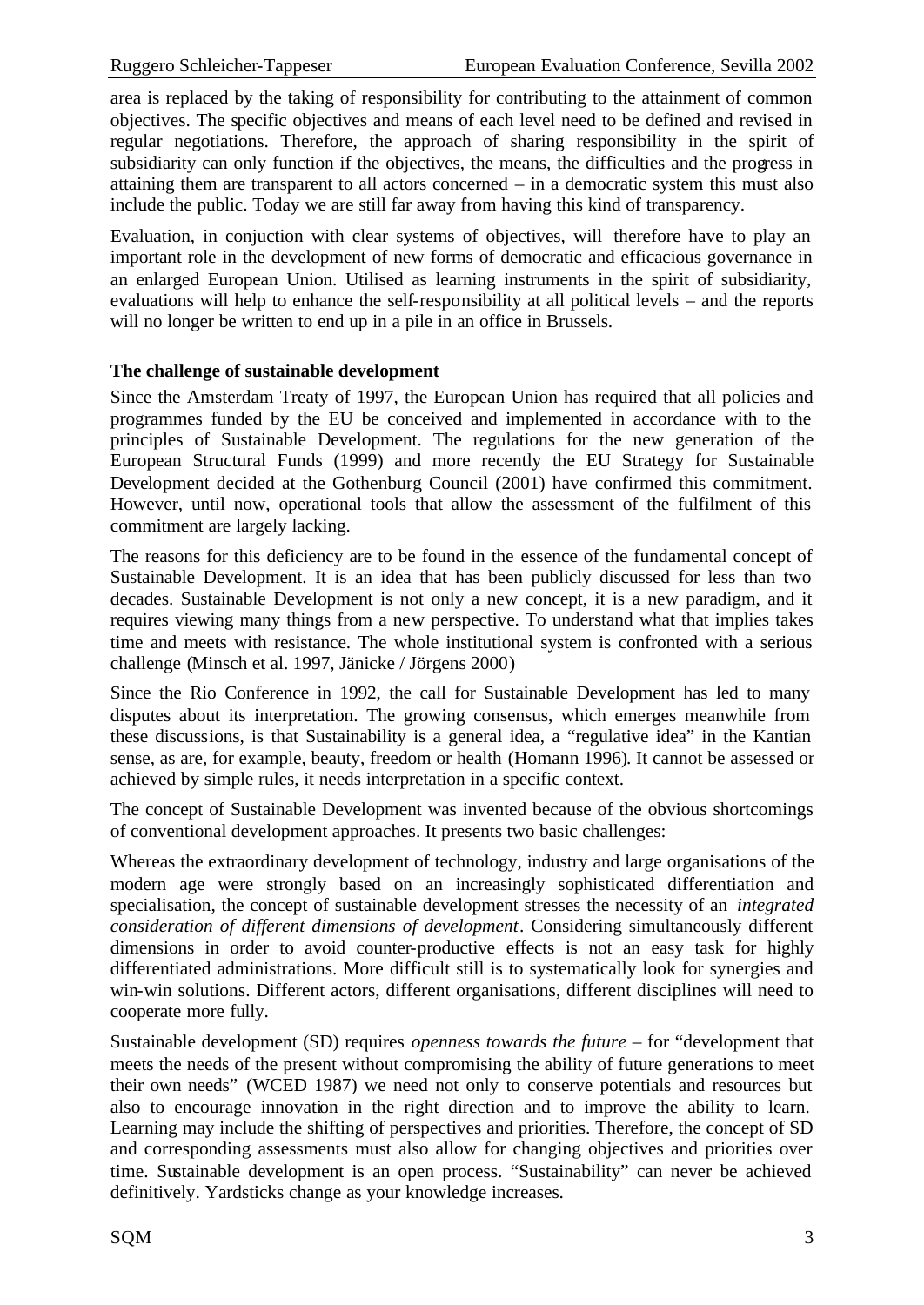area is replaced by the taking of responsibility for contributing to the attainment of common objectives. The specific objectives and means of each level need to be defined and revised in regular negotiations. Therefore, the approach of sharing responsibility in the spirit of subsidiarity can only function if the objectives, the means, the difficulties and the progress in attaining them are transparent to all actors concerned – in a democratic system this must also include the public. Today we are still far away from having this kind of transparency.

Evaluation, in conjuction with clear systems of objectives, will therefore have to play an important role in the development of new forms of democratic and efficacious governance in an enlarged European Union. Utilised as learning instruments in the spirit of subsidiarity, evaluations will help to enhance the self-responsibility at all political levels – and the reports will no longer be written to end up in a pile in an office in Brussels.

**The challenge of sustainable development**

Since the Amsterdam Treaty of 1997, the European Union has required that all policies and programmes funded by the EU be conceived and implemented in accordance with to the principles of Sustainable Development. The regulations for the new generation of the European Structural Funds (1999) and more recently the EU Strategy for Sustainable Development decided at the Gothenburg Council (2001) have confirmed this commitment. However, until now, operational tools that allow the assessment of the fulfilment of this commitment are largely lacking.

The reasons for this deficiency are to be found in the essence of the fundamental concept of Sustainable Development. It is an idea that has been publicly discussed for less than two decades. Sustainable Development is not only a new concept, it is a new paradigm, and it requires viewing many things from a new perspective. To understand what that implies takes time and meets with resistance. The whole institutional system is confronted with a serious challenge (Minsch et al. 1997, Jänicke / Jörgens 2000)

Since the Rio Conference in 1992, the call for Sustainable Development has led to many disputes about its interpretation. The growing consensus, which emerges meanwhile from these discussions, is that Sustainability is a general idea, a "regulative idea" in the Kantian sense, as are, for example, beauty, freedom or health (Homann 1996). It cannot be assessed or achieved by simple rules, it needs interpretation in a specific context.

The concept of Sustainable Development was invented because of the obvious shortcomings of conventional development approaches. It presents two basic challenges:

Whereas the extraordinary development of technology, industry and large organisations of the modern age were strongly based on an increasingly sophisticated differentiation and specialisation, the concept of sustainable development stresses the necessity of an *integrated consideration of different dimensions of development*. Considering simultaneously different dimensions in order to avoid counter-productive effects is not an easy task for highly differentiated administrations. More difficult still is to systematically look for synergies and win-win solutions. Different actors, different organisations, different disciplines will need to cooperate more fully.

Sustainable development (SD) requires *openness towards the future* – for "development that meets the needs of the present without compromising the ability of future generations to meet their own needs" (WCED 1987) we need not only to conserve potentials and resources but also to encourage innovation in the right direction and to improve the ability to learn. Learning may include the shifting of perspectives and priorities. Therefore, the concept of SD and corresponding assessments must also allow for changing objectives and priorities over time. Sustainable development is an open process. "Sustainability" can never be achieved definitively. Yardsticks change as your knowledge increases.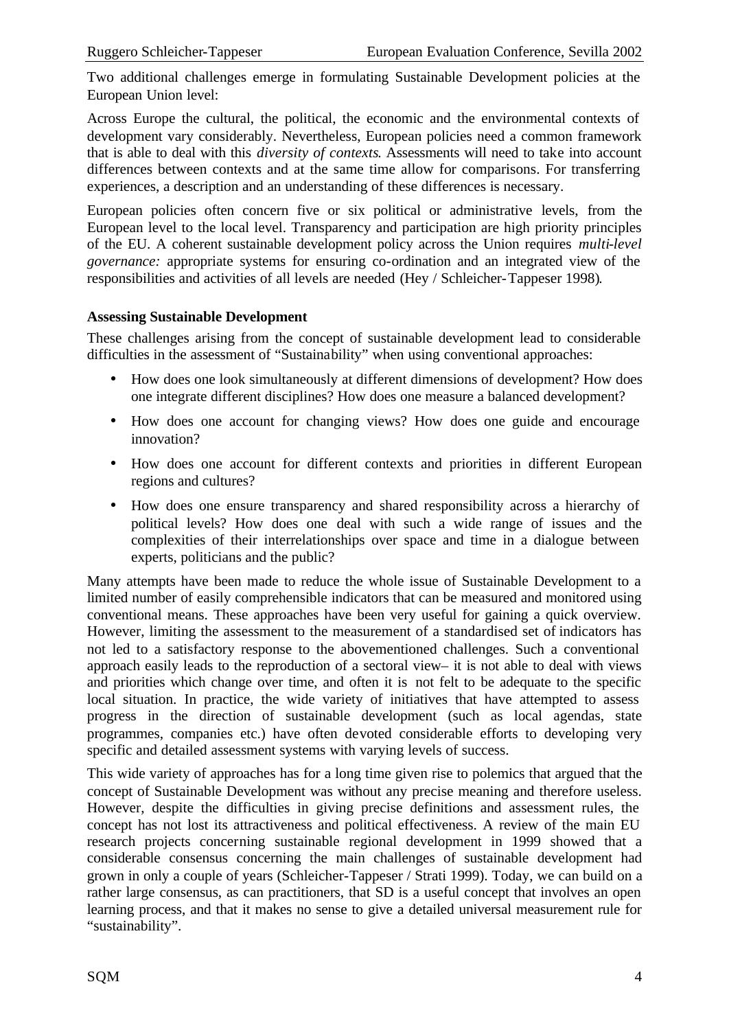Two additional challenges emerge in formulating Sustainable Development policies at the European Union level:

Across Europe the cultural, the political, the economic and the environmental contexts of development vary considerably. Nevertheless, European policies need a common framework that is able to deal with this *diversity of contexts*. Assessments will need to take into account differences between contexts and at the same time allow for comparisons. For transferring experiences, a description and an understanding of these differences is necessary.

European policies often concern five or six political or administrative levels, from the European level to the local level. Transparency and participation are high priority principles of the EU. A coherent sustainable development policy across the Union requires *multi-level governance:* appropriate systems for ensuring co-ordination and an integrated view of the responsibilities and activities of all levels are needed (Hey / Schleicher-Tappeser 1998).

**Assessing Sustainable Development**

These challenges arising from the concept of sustainable development lead to considerable difficulties in the assessment of "Sustainability" when using conventional approaches:

- How does one look simultaneously at different dimensions of development? How does one integrate different disciplines? How does one measure a balanced development?
- How does one account for changing views? How does one guide and encourage innovation?
- How does one account for different contexts and priorities in different European regions and cultures?
- How does one ensure transparency and shared responsibility across a hierarchy of political levels? How does one deal with such a wide range of issues and the complexities of their interrelationships over space and time in a dialogue between experts, politicians and the public?

Many attempts have been made to reduce the whole issue of Sustainable Development to a limited number of easily comprehensible indicators that can be measured and monitored using conventional means. These approaches have been very useful for gaining a quick overview. However, limiting the assessment to the measurement of a standardised set of indicators has not led to a satisfactory response to the abovementioned challenges. Such a conventional approach easily leads to the reproduction of a sectoral view– it is not able to deal with views and priorities which change over time, and often it is not felt to be adequate to the specific local situation. In practice, the wide variety of initiatives that have attempted to assess progress in the direction of sustainable development (such as local agendas, state programmes, companies etc.) have often devoted considerable efforts to developing very specific and detailed assessment systems with varying levels of success.

This wide variety of approaches has for a long time given rise to polemics that argued that the concept of Sustainable Development was without any precise meaning and therefore useless. However, despite the difficulties in giving precise definitions and assessment rules, the concept has not lost its attractiveness and political effectiveness. A review of the main EU research projects concerning sustainable regional development in 1999 showed that a considerable consensus concerning the main challenges of sustainable development had grown in only a couple of years (Schleicher-Tappeser / Strati 1999). Today, we can build on a rather large consensus, as can practitioners, that SD is a useful concept that involves an open learning process, and that it makes no sense to give a detailed universal measurement rule for "sustainability".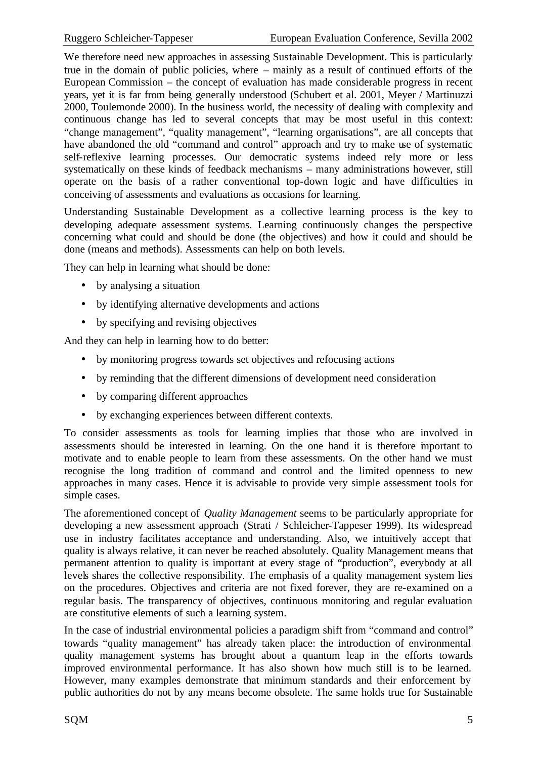We therefore need new approaches in assessing Sustainable Development. This is particularly true in the domain of public policies, where – mainly as a result of continued efforts of the European Commission – the concept of evaluation has made considerable progress in recent years, yet it is far from being generally understood (Schubert et al. 2001, Meyer / Martinuzzi 2000, Toulemonde 2000). In the business world, the necessity of dealing with complexity and continuous change has led to several concepts that may be most useful in this context: "change management", "quality management", "learning organisations", are all concepts that have abandoned the old "command and control" approach and try to make use of systematic self-reflexive learning processes. Our democratic systems indeed rely more or less systematically on these kinds of feedback mechanisms – many administrations however, still operate on the basis of a rather conventional top-down logic and have difficulties in conceiving of assessments and evaluations as occasions for learning.

Understanding Sustainable Development as a collective learning process is the key to developing adequate assessment systems. Learning continuously changes the perspective concerning what could and should be done (the objectives) and how it could and should be done (means and methods). Assessments can help on both levels.

They can help in learning what should be done:

- by analysing a situation
- by identifying alternative developments and actions
- by specifying and revising objectives

And they can help in learning how to do better:

- by monitoring progress towards set objectives and refocusing actions
- by reminding that the different dimensions of development need consideration
- by comparing different approaches
- by exchanging experiences between different contexts.

To consider assessments as tools for learning implies that those who are involved in assessments should be interested in learning. On the one hand it is therefore important to motivate and to enable people to learn from these assessments. On the other hand we must recognise the long tradition of command and control and the limited openness to new approaches in many cases. Hence it is advisable to provide very simple assessment tools for simple cases.

The aforementioned concept of *Quality Management* seems to be particularly appropriate for developing a new assessment approach (Strati / Schleicher-Tappeser 1999). Its widespread use in industry facilitates acceptance and understanding. Also, we intuitively accept that quality is always relative, it can never be reached absolutely. Quality Management means that permanent attention to quality is important at every stage of "production", everybody at all levels shares the collective responsibility. The emphasis of a quality management system lies on the procedures. Objectives and criteria are not fixed forever, they are re-examined on a regular basis. The transparency of objectives, continuous monitoring and regular evaluation are constitutive elements of such a learning system.

In the case of industrial environmental policies a paradigm shift from "command and control" towards "quality management" has already taken place: the introduction of environmental quality management systems has brought about a quantum leap in the efforts towards improved environmental performance. It has also shown how much still is to be learned. However, many examples demonstrate that minimum standards and their enforcement by public authorities do not by any means become obsolete. The same holds true for Sustainable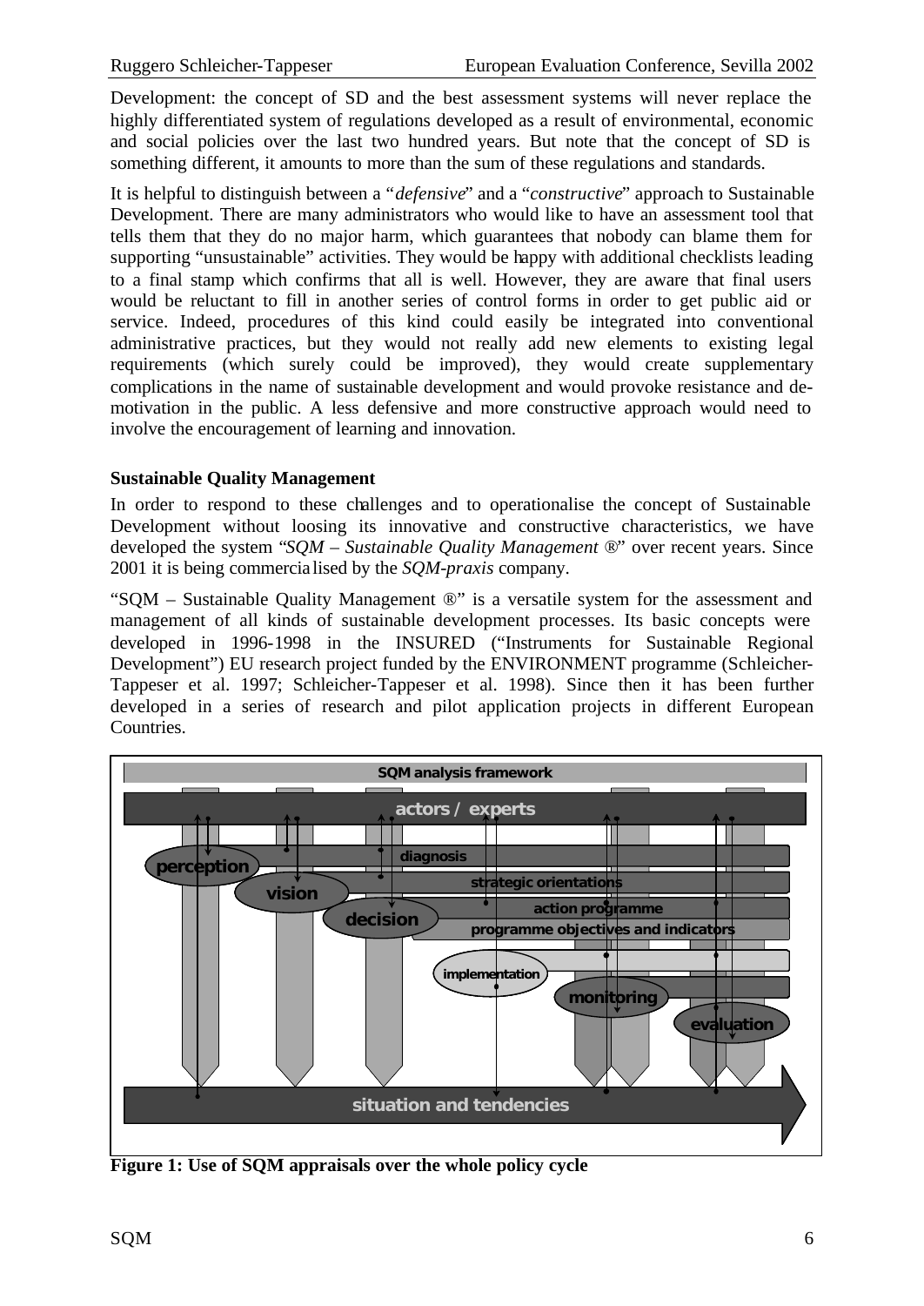Development: the concept of SD and the best assessment systems will never replace the highly differentiated system of regulations developed as a result of environmental, economic and social policies over the last two hundred years. But note that the concept of SD is something different, it amounts to more than the sum of these regulations and standards.

It is helpful to distinguish between a "*defensive*" and a "*constructive*" approach to Sustainable Development. There are many administrators who would like to have an assessment tool that tells them that they do no major harm, which guarantees that nobody can blame them for supporting "unsustainable" activities. They would be happy with additional checklists leading to a final stamp which confirms that all is well. However, they are aware that final users would be reluctant to fill in another series of control forms in order to get public aid or service. Indeed, procedures of this kind could easily be integrated into conventional administrative practices, but they would not really add new elements to existing legal requirements (which surely could be improved), they would create supplementary complications in the name of sustainable development and would provoke resistance and de-motivation in the public. A less defensive and more constructive approach would need to involve the encouragement of learning and innovation.

**Sustainable Quality Management**

In order to respond to these challenges and to operationalise the concept of Sustainable Development without loosing its innovative and constructive characteristics, we have developed the system "*SQM – Sustainable Quality Management ®*" over recent years. Since 2001 it is being commercialised by the *SQM-praxis* company.

"SQM – Sustainable Quality Management ®" is a versatile system for the assessment and management of all kinds of sustainable development processes. Its basic concepts were developed in 1996-1998 in the INSURED ("Instruments for Sustainable Regional Development") EU research project funded by the ENVIRONMENT programme (Schleicher-Tappeser et al. 1997; Schleicher-Tappeser et al. 1998). Since then it has been further developed in a series of research and pilot application projects in different European Countries.

**Figure 1: Use of SQM appraisals over the whole policy cycle**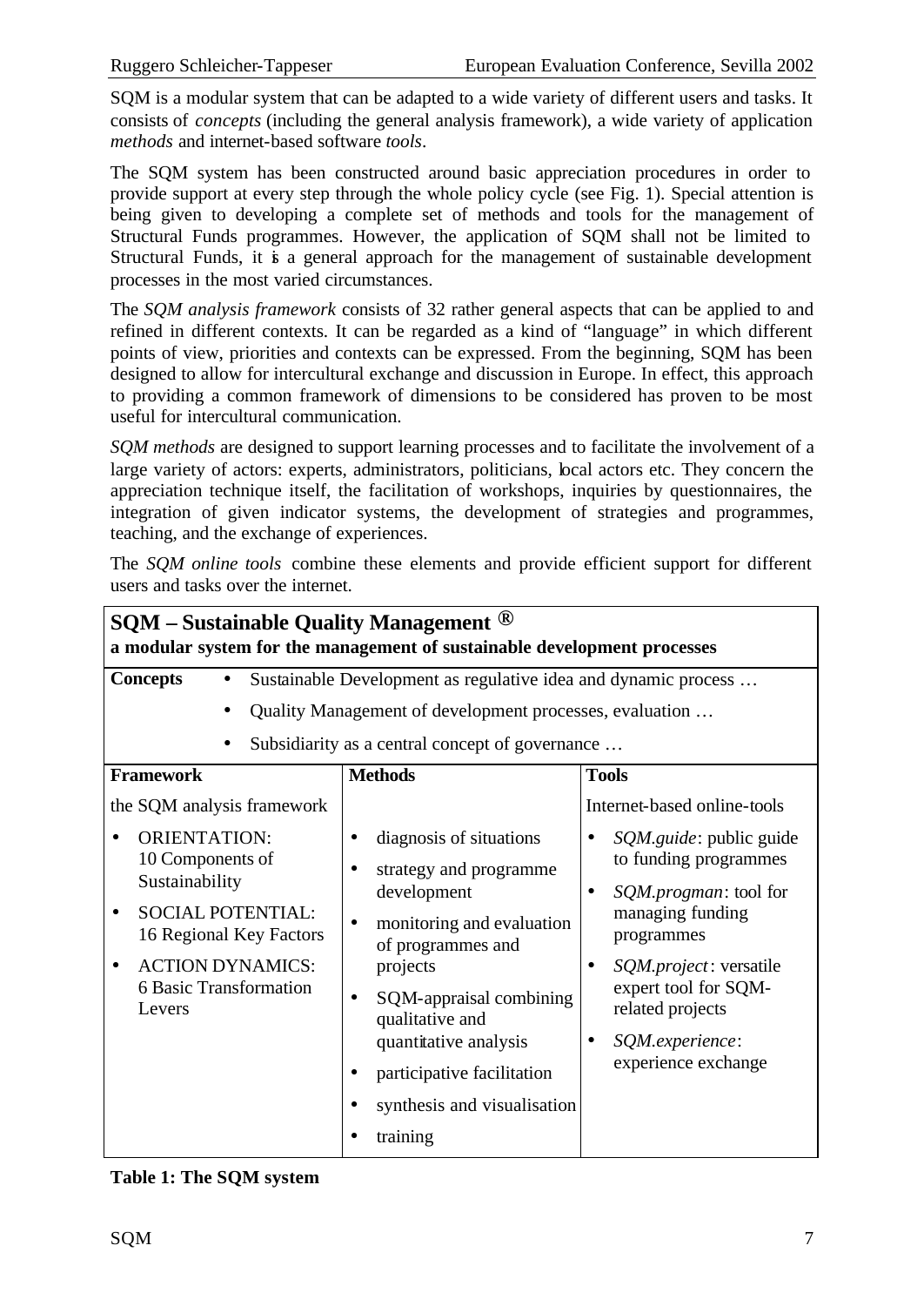SQM is a modular system that can be adapted to a wide variety of different users and tasks. It consists of *concepts* (including the general analysis framework), a wide variety of application *methods* and internet-based software *tools*.

The SQM system has been constructed around basic appreciation procedures in order to provide support at every step through the whole policy cycle (see Fig. 1). Special attention is being given to developing a complete set of methods and tools for the management of Structural Funds programmes. However, the application of SQM shall not be limited to Structural Funds, it is a general approach for the management of sustainable development processes in the most varied circumstances.

The *SQM analysis framework* consists of 32 rather general aspects that can be applied to and refined in different contexts. It can be regarded as a kind of "language" in which different points of view, priorities and contexts can be expressed. From the beginning, SQM has been designed to allow for intercultural exchange and discussion in Europe. In effect, this approach to providing a common framework of dimensions to be considered has proven to be most useful for intercultural communication.

*SQM methods* are designed to support learning processes and to facilitate the involvement of a large variety of actors: experts, administrators, politicians, local actors etc. They concern the appreciation technique itself, the facilitation of workshops, inquiries by questionnaires, the integration of given indicator systems, the development of strategies and programmes, teaching, and the exchange of experiences.

The *SQM online tools* combine these elements and provide efficient support for different users and tasks over the internet.

| **SQM – Sustainable Quality Management ®**<br>**a modular system for the management of sustainable development processes** | | |
|---|---|---|
| **Concepts** | • Sustainable Development as regulative idea and dynamic process …<br>• Quality Management of development processes, evaluation …<br>• Subsidiarity as a central concept of governance … | |
| **Framework** | **Methods** | **Tools** |
| the SQM analysis framework<br>• ORIENTATION: 10 Components of Sustainability<br>• SOCIAL POTENTIAL: 16 Regional Key Factors<br>• ACTION DYNAMICS: 6 Basic Transformation Levers | • diagnosis of situations<br>• strategy and programme development<br>• monitoring and evaluation of programmes and projects<br>• SQM-appraisal combining qualitative and quantitative analysis<br>• participative facilitation<br>• synthesis and visualisation<br>• training | Internet-based online-tools<br>• *SQM.guide*: public guide to funding programmes<br>• *SQM.progman*: tool for managing funding programmes<br>• *SQM.project*: versatile expert tool for SQM-related projects<br>• *SQM.experience*: experience exchange |

**Table 1: The SQM system**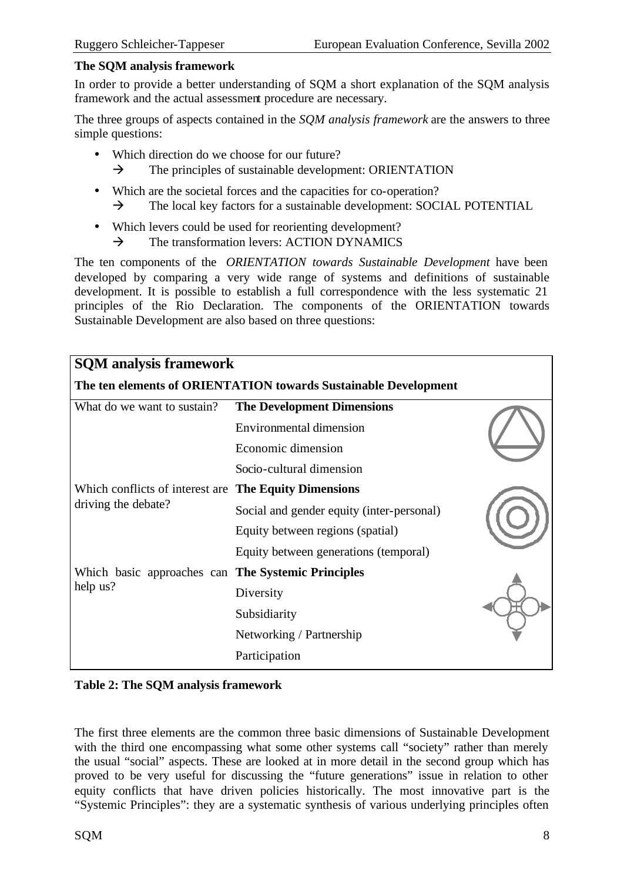**The SQM analysis framework**

In order to provide a better understanding of SQM a short explanation of the SQM analysis framework and the actual assessment procedure are necessary.

The three groups of aspects contained in the *SQM analysis framework* are the answers to three simple questions:

- Which direction do we choose for our future?
  → The principles of sustainable development: ORIENTATION
- Which are the societal forces and the capacities for co-operation?
  → The local key factors for a sustainable development: SOCIAL POTENTIAL
- Which levers could be used for reorienting development?
  → The transformation levers: ACTION DYNAMICS

The ten components of the *ORIENTATION towards Sustainable Development* have been developed by comparing a very wide range of systems and definitions of sustainable development. It is possible to establish a full correspondence with the less systematic 21 principles of the Rio Declaration. The components of the ORIENTATION towards Sustainable Development are also based on three questions:

| **SQM analysis framework** | |
|---|---|
| **The ten elements of ORIENTATION towards Sustainable Development** | |
| What do we want to sustain? | **The Development Dimensions** |
| | Environmental dimension |
| | Economic dimension |
| | Socio-cultural dimension |
| Which conflicts of interest are driving the debate? | **The Equity Dimensions** |
| | Social and gender equity (inter-personal) |
| | Equity between regions (spatial) |
| | Equity between generations (temporal) |
| Which basic approaches can help us? | **The Systemic Principles** |
| | Diversity |
| | Subsidiarity |
| | Networking / Partnership |
| | Participation |

**Table 2: The SQM analysis framework**

The first three elements are the common three basic dimensions of Sustainable Development with the third one encompassing what some other systems call "society" rather than merely the usual "social" aspects. These are looked at in more detail in the second group which has proved to be very useful for discussing the "future generations" issue in relation to other equity conflicts that have driven policies historically. The most innovative part is the "Systemic Principles": they are a systematic synthesis of various underlying principles often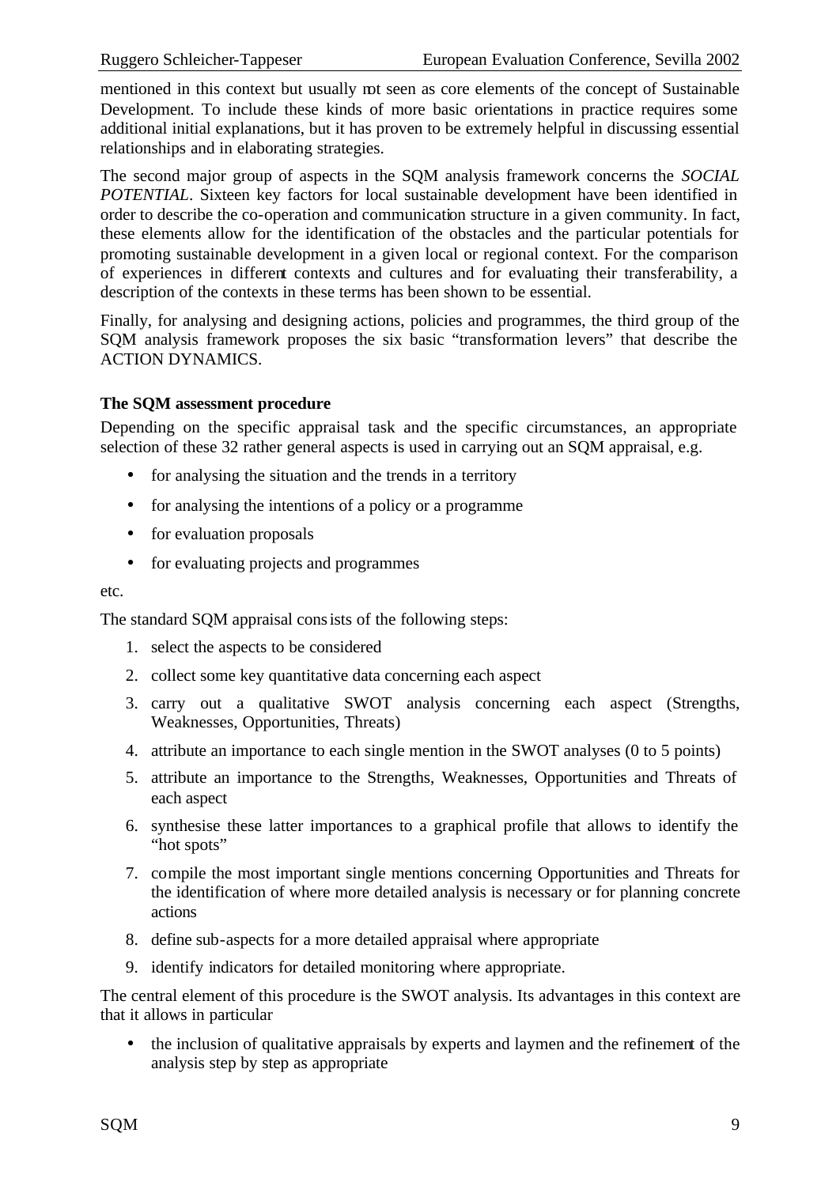mentioned in this context but usually not seen as core elements of the concept of Sustainable Development. To include these kinds of more basic orientations in practice requires some additional initial explanations, but it has proven to be extremely helpful in discussing essential relationships and in elaborating strategies.

The second major group of aspects in the SQM analysis framework concerns the *SOCIAL POTENTIAL*. Sixteen key factors for local sustainable development have been identified in order to describe the co-operation and communication structure in a given community. In fact, these elements allow for the identification of the obstacles and the particular potentials for promoting sustainable development in a given local or regional context. For the comparison of experiences in different contexts and cultures and for evaluating their transferability, a description of the contexts in these terms has been shown to be essential.

Finally, for analysing and designing actions, policies and programmes, the third group of the SQM analysis framework proposes the six basic "transformation levers" that describe the ACTION DYNAMICS.

**The SQM assessment procedure**

Depending on the specific appraisal task and the specific circumstances, an appropriate selection of these 32 rather general aspects is used in carrying out an SQM appraisal, e.g.

- for analysing the situation and the trends in a territory
- for analysing the intentions of a policy or a programme
- for evaluation proposals
- for evaluating projects and programmes

etc.

The standard SQM appraisal consists of the following steps:

1. select the aspects to be considered
2. collect some key quantitative data concerning each aspect
3. carry out a qualitative SWOT analysis concerning each aspect (Strengths, Weaknesses, Opportunities, Threats)
4. attribute an importance to each single mention in the SWOT analyses (0 to 5 points)
5. attribute an importance to the Strengths, Weaknesses, Opportunities and Threats of each aspect
6. synthesise these latter importances to a graphical profile that allows to identify the "hot spots"
7. compile the most important single mentions concerning Opportunities and Threats for the identification of where more detailed analysis is necessary or for planning concrete actions
8. define sub-aspects for a more detailed appraisal where appropriate
9. identify indicators for detailed monitoring where appropriate.

The central element of this procedure is the SWOT analysis. Its advantages in this context are that it allows in particular

- the inclusion of qualitative appraisals by experts and laymen and the refinement of the analysis step by step as appropriate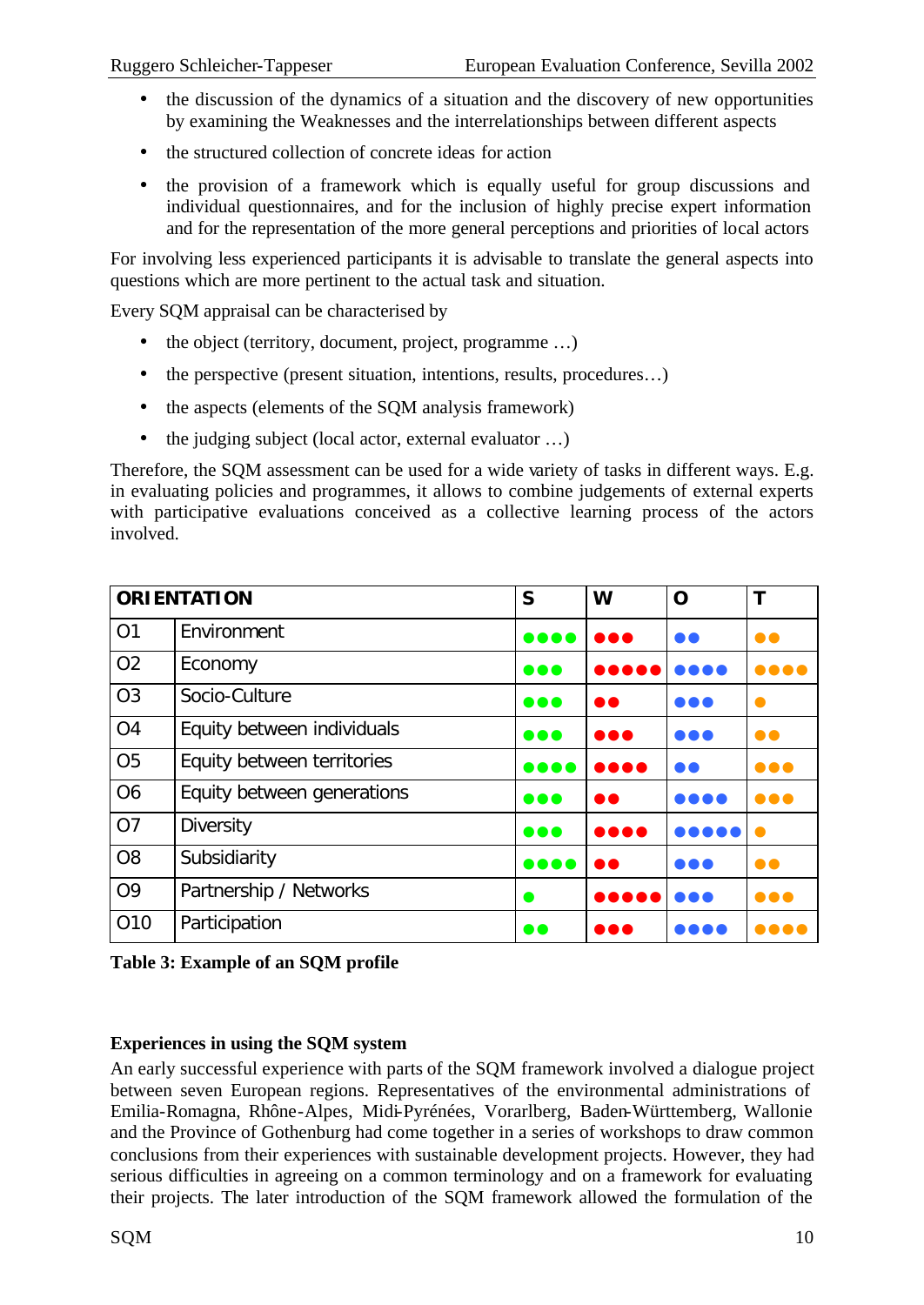- the discussion of the dynamics of a situation and the discovery of new opportunities by examining the Weaknesses and the interrelationships between different aspects
- the structured collection of concrete ideas for action
- the provision of a framework which is equally useful for group discussions and individual questionnaires, and for the inclusion of highly precise expert information and for the representation of the more general perceptions and priorities of local actors

For involving less experienced participants it is advisable to translate the general aspects into questions which are more pertinent to the actual task and situation.

Every SQM appraisal can be characterised by

- the object (territory, document, project, programme …)
- the perspective (present situation, intentions, results, procedures…)
- the aspects (elements of the SQM analysis framework)
- the judging subject (local actor, external evaluator …)

Therefore, the SQM assessment can be used for a wide variety of tasks in different ways. E.g. in evaluating policies and programmes, it allows to combine judgements of external experts with participative evaluations conceived as a collective learning process of the actors involved.

| ORIENTATION | | S | W | O | T |
|---|---|---|---|---|---|
| O1 | Environment | ●●●● | ●●● | ●● | ●● |
| O2 | Economy | ●●● | ●●●●● | ●●●● | ●●●● |
| O3 | Socio-Culture | ●●● | ●● | ●●● | ● |
| O4 | Equity between individuals | ●●● | ●●● | ●●● | ●● |
| O5 | Equity between territories | ●●●● | ●●●● | ●● | ●●● |
| O6 | Equity between generations | ●●● | ●● | ●●●● | ●●● |
| O7 | Diversity | ●●● | ●●●● | ●●●●● | ● |
| O8 | Subsidiarity | ●●●● | ●● | ●●● | ●● |
| O9 | Partnership / Networks | ● | ●●●●● | ●●● | ●●● |
| O10 | Participation | ●● | ●●● | ●●●● | ●●●● |

**Table 3: Example of an SQM profile**

### Experiences in using the SQM system

An early successful experience with parts of the SQM framework involved a dialogue project between seven European regions. Representatives of the environmental administrations of Emilia-Romagna, Rhône-Alpes, Midi-Pyrénées, Vorarlberg, Baden-Württemberg, Wallonie and the Province of Gothenburg had come together in a series of workshops to draw common conclusions from their experiences with sustainable development projects. However, they had serious difficulties in agreeing on a common terminology and on a framework for evaluating their projects. The later introduction of the SQM framework allowed the formulation of the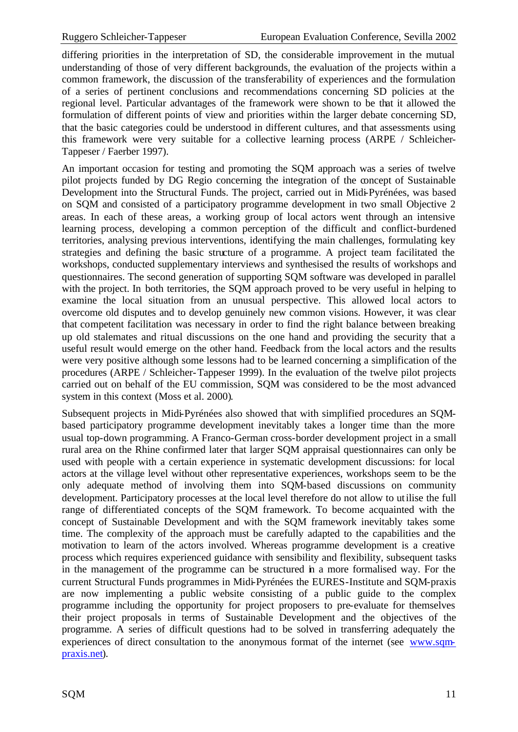differing priorities in the interpretation of SD, the considerable improvement in the mutual understanding of those of very different backgrounds, the evaluation of the projects within a common framework, the discussion of the transferability of experiences and the formulation of a series of pertinent conclusions and recommendations concerning SD policies at the regional level. Particular advantages of the framework were shown to be that it allowed the formulation of different points of view and priorities within the larger debate concerning SD, that the basic categories could be understood in different cultures, and that assessments using this framework were very suitable for a collective learning process (ARPE / Schleicher-Tappeser / Faerber 1997).

An important occasion for testing and promoting the SQM approach was a series of twelve pilot projects funded by DG Regio concerning the integration of the concept of Sustainable Development into the Structural Funds. The project, carried out in Midi-Pyrénées, was based on SQM and consisted of a participatory programme development in two small Objective 2 areas. In each of these areas, a working group of local actors went through an intensive learning process, developing a common perception of the difficult and conflict-burdened territories, analysing previous interventions, identifying the main challenges, formulating key strategies and defining the basic structure of a programme. A project team facilitated the workshops, conducted supplementary interviews and synthesised the results of workshops and questionnaires. The second generation of supporting SQM software was developed in parallel with the project. In both territories, the SQM approach proved to be very useful in helping to examine the local situation from an unusual perspective. This allowed local actors to overcome old disputes and to develop genuinely new common visions. However, it was clear that competent facilitation was necessary in order to find the right balance between breaking up old stalemates and ritual discussions on the one hand and providing the security that a useful result would emerge on the other hand. Feedback from the local actors and the results were very positive although some lessons had to be learned concerning a simplification of the procedures (ARPE / Schleicher-Tappeser 1999). In the evaluation of the twelve pilot projects carried out on behalf of the EU commission, SQM was considered to be the most advanced system in this context (Moss et al. 2000).

Subsequent projects in Midi-Pyrénées also showed that with simplified procedures an SQM-based participatory programme development inevitably takes a longer time than the more usual top-down programming. A Franco-German cross-border development project in a small rural area on the Rhine confirmed later that larger SQM appraisal questionnaires can only be used with people with a certain experience in systematic development discussions: for local actors at the village level without other representative experiences, workshops seem to be the only adequate method of involving them into SQM-based discussions on community development. Participatory processes at the local level therefore do not allow to utilise the full range of differentiated concepts of the SQM framework. To become acquainted with the concept of Sustainable Development and with the SQM framework inevitably takes some time. The complexity of the approach must be carefully adapted to the capabilities and the motivation to learn of the actors involved. Whereas programme development is a creative process which requires experienced guidance with sensibility and flexibility, subsequent tasks in the management of the programme can be structured in a more formalised way. For the current Structural Funds programmes in Midi-Pyrénées the EURES-Institute and SQM-praxis are now implementing a public website consisting of a public guide to the complex programme including the opportunity for project proposers to pre-evaluate for themselves their project proposals in terms of Sustainable Development and the objectives of the programme. A series of difficult questions had to be solved in transferring adequately the experiences of direct consultation to the anonymous format of the internet (see [www.sqm-praxis.net](www.sqm-praxis.net)).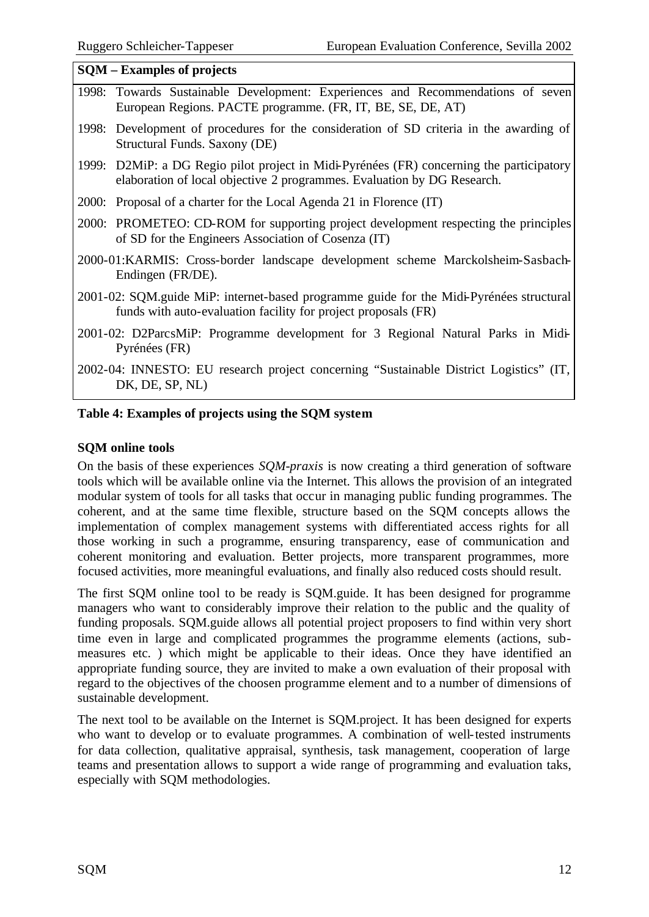| SQM – Examples of projects |
|---|
| 1998: Towards Sustainable Development: Experiences and Recommendations of seven European Regions. PACTE programme. (FR, IT, BE, SE, DE, AT) |
| 1998: Development of procedures for the consideration of SD criteria in the awarding of Structural Funds. Saxony (DE) |
| 1999: D2MiP: a DG Regio pilot project in Midi-Pyrénées (FR) concerning the participatory elaboration of local objective 2 programmes. Evaluation by DG Research. |
| 2000: Proposal of a charter for the Local Agenda 21 in Florence (IT) |
| 2000: PROMETEO: CD-ROM for supporting project development respecting the principles of SD for the Engineers Association of Cosenza (IT) |
| 2000-01:KARMIS: Cross-border landscape development scheme Marckolsheim-Sasbach-Endingen (FR/DE). |
| 2001-02: SQM.guide MiP: internet-based programme guide for the Midi-Pyrénées structural funds with auto-evaluation facility for project proposals (FR) |
| 2001-02: D2ParcsMiP: Programme development for 3 Regional Natural Parks in Midi-Pyrénées (FR) |
| 2002-04: INNESTO: EU research project concerning "Sustainable District Logistics" (IT, DK, DE, SP, NL) |

**Table 4: Examples of projects using the SQM system**

**SQM online tools**

On the basis of these experiences *SQM-praxis* is now creating a third generation of software tools which will be available online via the Internet. This allows the provision of an integrated modular system of tools for all tasks that occur in managing public funding programmes. The coherent, and at the same time flexible, structure based on the SQM concepts allows the implementation of complex management systems with differentiated access rights for all those working in such a programme, ensuring transparency, ease of communication and coherent monitoring and evaluation. Better projects, more transparent programmes, more focused activities, more meaningful evaluations, and finally also reduced costs should result.

The first SQM online tool to be ready is SQM.guide. It has been designed for programme managers who want to considerably improve their relation to the public and the quality of funding proposals. SQM.guide allows all potential project proposers to find within very short time even in large and complicated programmes the programme elements (actions, sub-measures etc. ) which might be applicable to their ideas. Once they have identified an appropriate funding source, they are invited to make a own evaluation of their proposal with regard to the objectives of the choosen programme element and to a number of dimensions of sustainable development.

The next tool to be available on the Internet is SQM.project. It has been designed for experts who want to develop or to evaluate programmes. A combination of well-tested instruments for data collection, qualitative appraisal, synthesis, task management, cooperation of large teams and presentation allows to support a wide range of programming and evaluation taks, especially with SQM methodologies.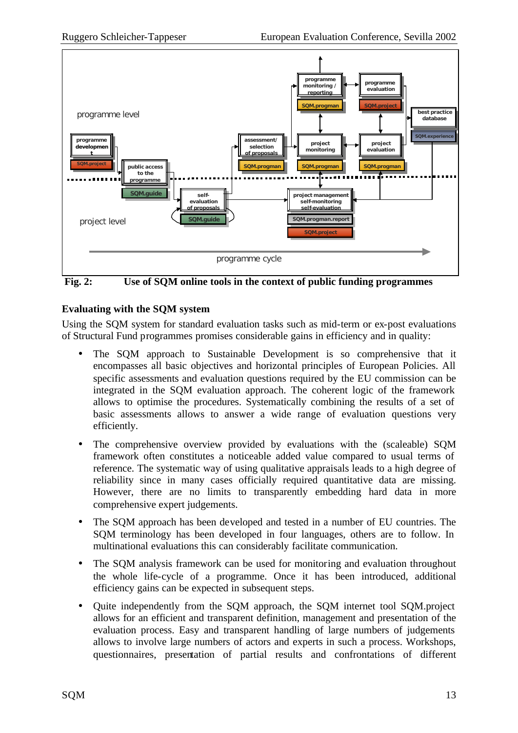**Fig. 2: Use of SQM online tools in the context of public funding programmes**

## Evaluating with the SQM system

Using the SQM system for standard evaluation tasks such as mid-term or ex-post evaluations of Structural Fund programmes promises considerable gains in efficiency and in quality:

- The SQM approach to Sustainable Development is so comprehensive that it encompasses all basic objectives and horizontal principles of European Policies. All specific assessments and evaluation questions required by the EU commission can be integrated in the SQM evaluation approach. The coherent logic of the framework allows to optimise the procedures. Systematically combining the results of a set of basic assessments allows to answer a wide range of evaluation questions very efficiently.
- The comprehensive overview provided by evaluations with the (scaleable) SQM framework often constitutes a noticeable added value compared to usual terms of reference. The systematic way of using qualitative appraisals leads to a high degree of reliability since in many cases officially required quantitative data are missing. However, there are no limits to transparently embedding hard data in more comprehensive expert judgements.
- The SQM approach has been developed and tested in a number of EU countries. The SQM terminology has been developed in four languages, others are to follow. In multinational evaluations this can considerably facilitate communication.
- The SQM analysis framework can be used for monitoring and evaluation throughout the whole life-cycle of a programme. Once it has been introduced, additional efficiency gains can be expected in subsequent steps.
- Quite independently from the SQM approach, the SQM internet tool SQM.project allows for an efficient and transparent definition, management and presentation of the evaluation process. Easy and transparent handling of large numbers of judgements allows to involve large numbers of actors and experts in such a process. Workshops, questionnaires, presentation of partial results and confrontations of different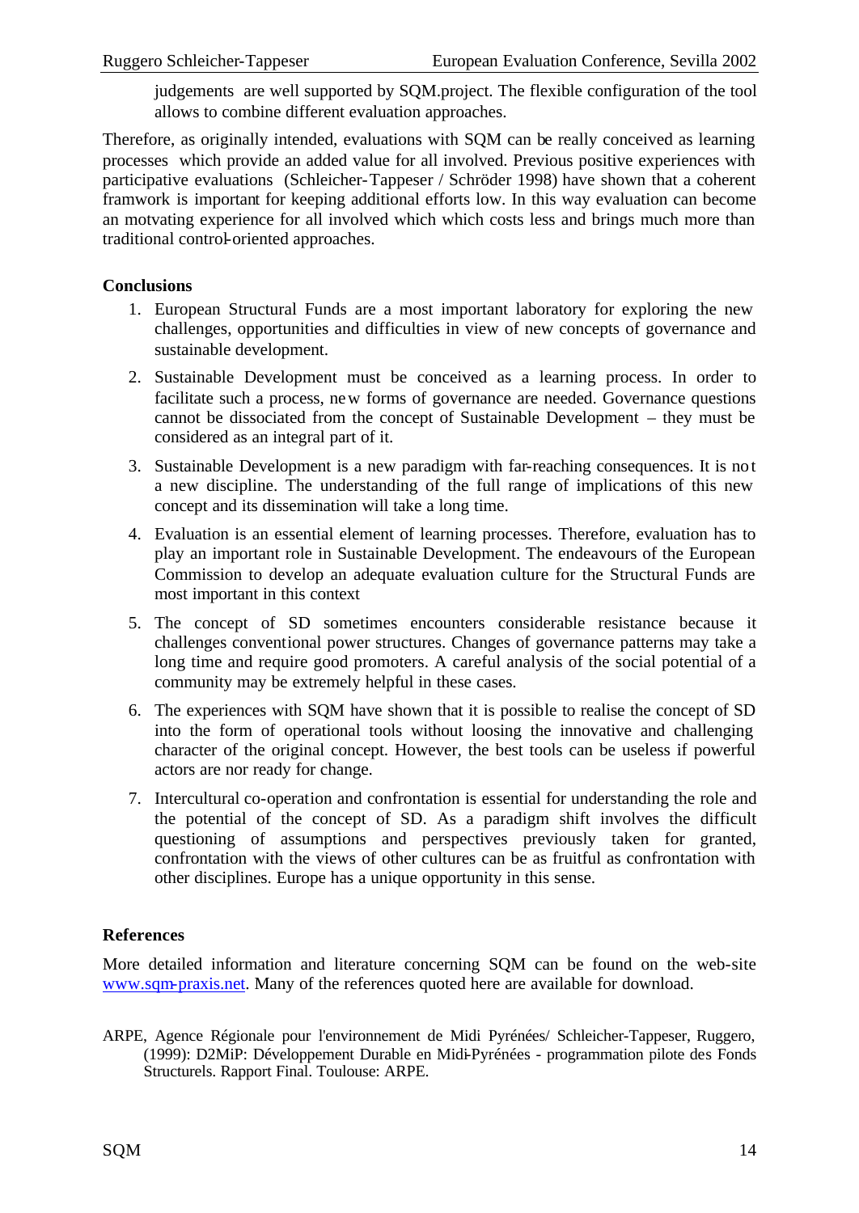judgements are well supported by SQM.project. The flexible configuration of the tool allows to combine different evaluation approaches.

Therefore, as originally intended, evaluations with SQM can be really conceived as learning processes which provide an added value for all involved. Previous positive experiences with participative evaluations (Schleicher-Tappeser / Schröder 1998) have shown that a coherent framwork is important for keeping additional efforts low. In this way evaluation can become an motvating experience for all involved which which costs less and brings much more than traditional control-oriented approaches.

**Conclusions**

1. European Structural Funds are a most important laboratory for exploring the new challenges, opportunities and difficulties in view of new concepts of governance and sustainable development.
2. Sustainable Development must be conceived as a learning process. In order to facilitate such a process, new forms of governance are needed. Governance questions cannot be dissociated from the concept of Sustainable Development – they must be considered as an integral part of it.
3. Sustainable Development is a new paradigm with far-reaching consequences. It is not a new discipline. The understanding of the full range of implications of this new concept and its dissemination will take a long time.
4. Evaluation is an essential element of learning processes. Therefore, evaluation has to play an important role in Sustainable Development. The endeavours of the European Commission to develop an adequate evaluation culture for the Structural Funds are most important in this context
5. The concept of SD sometimes encounters considerable resistance because it challenges conventional power structures. Changes of governance patterns may take a long time and require good promoters. A careful analysis of the social potential of a community may be extremely helpful in these cases.
6. The experiences with SQM have shown that it is possible to realise the concept of SD into the form of operational tools without loosing the innovative and challenging character of the original concept. However, the best tools can be useless if powerful actors are nor ready for change.
7. Intercultural co-operation and confrontation is essential for understanding the role and the potential of the concept of SD. As a paradigm shift involves the difficult questioning of assumptions and perspectives previously taken for granted, confrontation with the views of other cultures can be as fruitful as confrontation with other disciplines. Europe has a unique opportunity in this sense.

**References**

More detailed information and literature concerning SQM can be found on the web-site [www.sqm-praxis.net](http://www.sqm-praxis.net). Many of the references quoted here are available for download.

ARPE, Agence Régionale pour l'environnement de Midi Pyrénées/ Schleicher-Tappeser, Ruggero, (1999): D2MiP: Développement Durable en Midi-Pyrénées - programmation pilote des Fonds Structurels. Rapport Final. Toulouse: ARPE.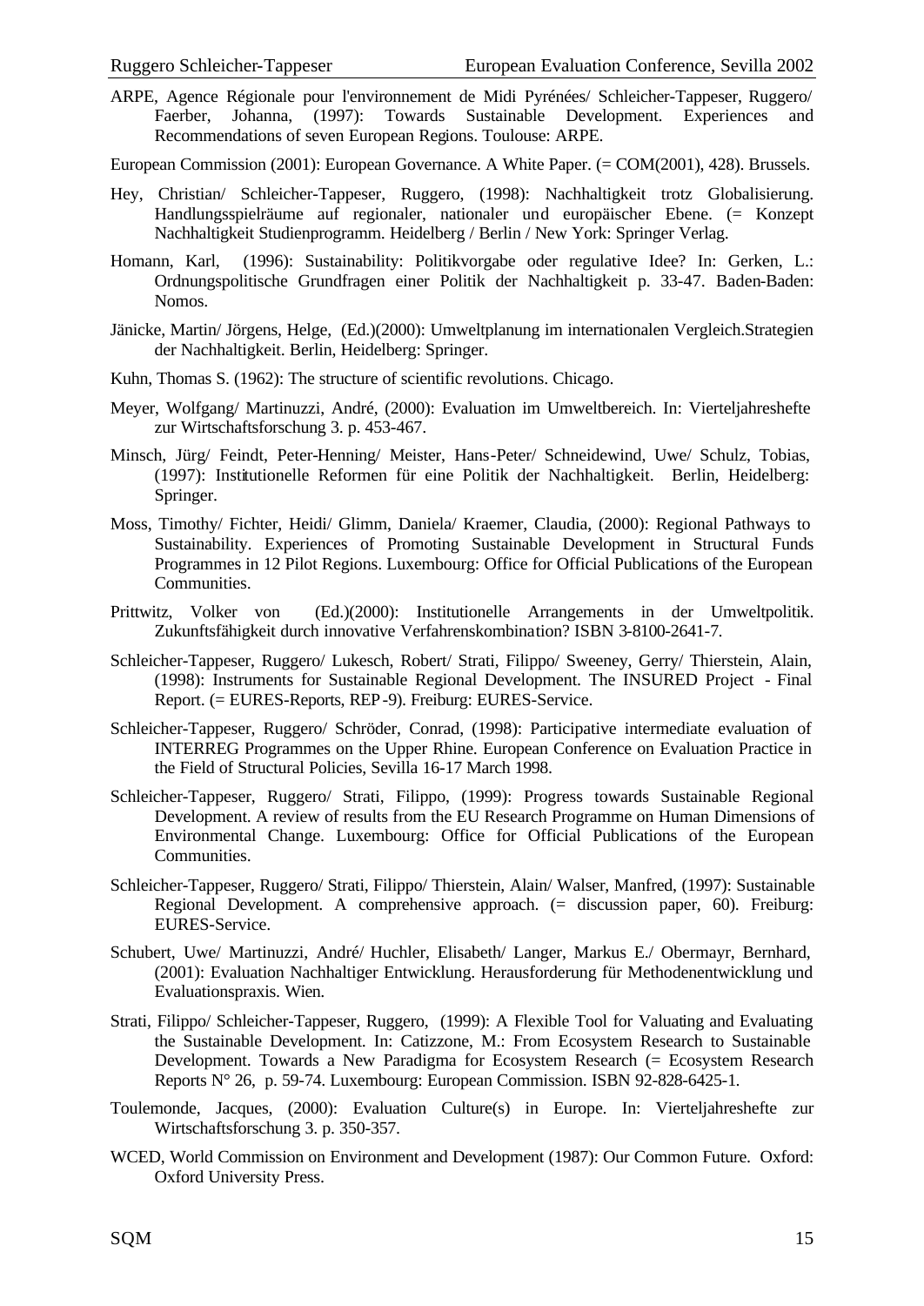ARPE, Agence Régionale pour l'environnement de Midi Pyrénées/ Schleicher-Tappeser, Ruggero/ Faerber, Johanna, (1997): Towards Sustainable Development. Experiences and Recommendations of seven European Regions. Toulouse: ARPE.

European Commission (2001): European Governance. A White Paper. (= COM(2001), 428). Brussels.

Hey, Christian/ Schleicher-Tappeser, Ruggero, (1998): Nachhaltigkeit trotz Globalisierung. Handlungsspielräume auf regionaler, nationaler und europäischer Ebene. (= Konzept Nachhaltigkeit Studienprogramm. Heidelberg / Berlin / New York: Springer Verlag.

Homann, Karl, (1996): Sustainability: Politikvorgabe oder regulative Idee? In: Gerken, L.: Ordnungspolitische Grundfragen einer Politik der Nachhaltigkeit p. 33-47. Baden-Baden: Nomos.

Jänicke, Martin/ Jörgens, Helge, (Ed.)(2000): Umweltplanung im internationalen Vergleich.Strategien der Nachhaltigkeit. Berlin, Heidelberg: Springer.

Kuhn, Thomas S. (1962): The structure of scientific revolutions. Chicago.

Meyer, Wolfgang/ Martinuzzi, André, (2000): Evaluation im Umweltbereich. In: Vierteljahreshefte zur Wirtschaftsforschung 3. p. 453-467.

Minsch, Jürg/ Feindt, Peter-Henning/ Meister, Hans-Peter/ Schneidewind, Uwe/ Schulz, Tobias, (1997): Institutionelle Reformen für eine Politik der Nachhaltigkeit. Berlin, Heidelberg: Springer.

Moss, Timothy/ Fichter, Heidi/ Glimm, Daniela/ Kraemer, Claudia, (2000): Regional Pathways to Sustainability. Experiences of Promoting Sustainable Development in Structural Funds Programmes in 12 Pilot Regions. Luxembourg: Office for Official Publications of the European Communities.

Prittwitz, Volker von (Ed.)(2000): Institutionelle Arrangements in der Umweltpolitik. Zukunftsfähigkeit durch innovative Verfahrenskombination? ISBN 3-8100-2641-7.

Schleicher-Tappeser, Ruggero/ Lukesch, Robert/ Strati, Filippo/ Sweeney, Gerry/ Thierstein, Alain, (1998): Instruments for Sustainable Regional Development. The INSURED Project - Final Report. (= EURES-Reports, REP-9). Freiburg: EURES-Service.

Schleicher-Tappeser, Ruggero/ Schröder, Conrad, (1998): Participative intermediate evaluation of INTERREG Programmes on the Upper Rhine. European Conference on Evaluation Practice in the Field of Structural Policies, Sevilla 16-17 March 1998.

Schleicher-Tappeser, Ruggero/ Strati, Filippo, (1999): Progress towards Sustainable Regional Development. A review of results from the EU Research Programme on Human Dimensions of Environmental Change. Luxembourg: Office for Official Publications of the European Communities.

Schleicher-Tappeser, Ruggero/ Strati, Filippo/ Thierstein, Alain/ Walser, Manfred, (1997): Sustainable Regional Development. A comprehensive approach. (= discussion paper, 60). Freiburg: EURES-Service.

Schubert, Uwe/ Martinuzzi, André/ Huchler, Elisabeth/ Langer, Markus E./ Obermayr, Bernhard, (2001): Evaluation Nachhaltiger Entwicklung. Herausforderung für Methodenentwicklung und Evaluationspraxis. Wien.

Strati, Filippo/ Schleicher-Tappeser, Ruggero, (1999): A Flexible Tool for Valuating and Evaluating the Sustainable Development. In: Catizzone, M.: From Ecosystem Research to Sustainable Development. Towards a New Paradigma for Ecosystem Research (= Ecosystem Research Reports N° 26, p. 59-74. Luxembourg: European Commission. ISBN 92-828-6425-1.

Toulemonde, Jacques, (2000): Evaluation Culture(s) in Europe. In: Vierteljahreshefte zur Wirtschaftsforschung 3. p. 350-357.

WCED, World Commission on Environment and Development (1987): Our Common Future. Oxford: Oxford University Press.